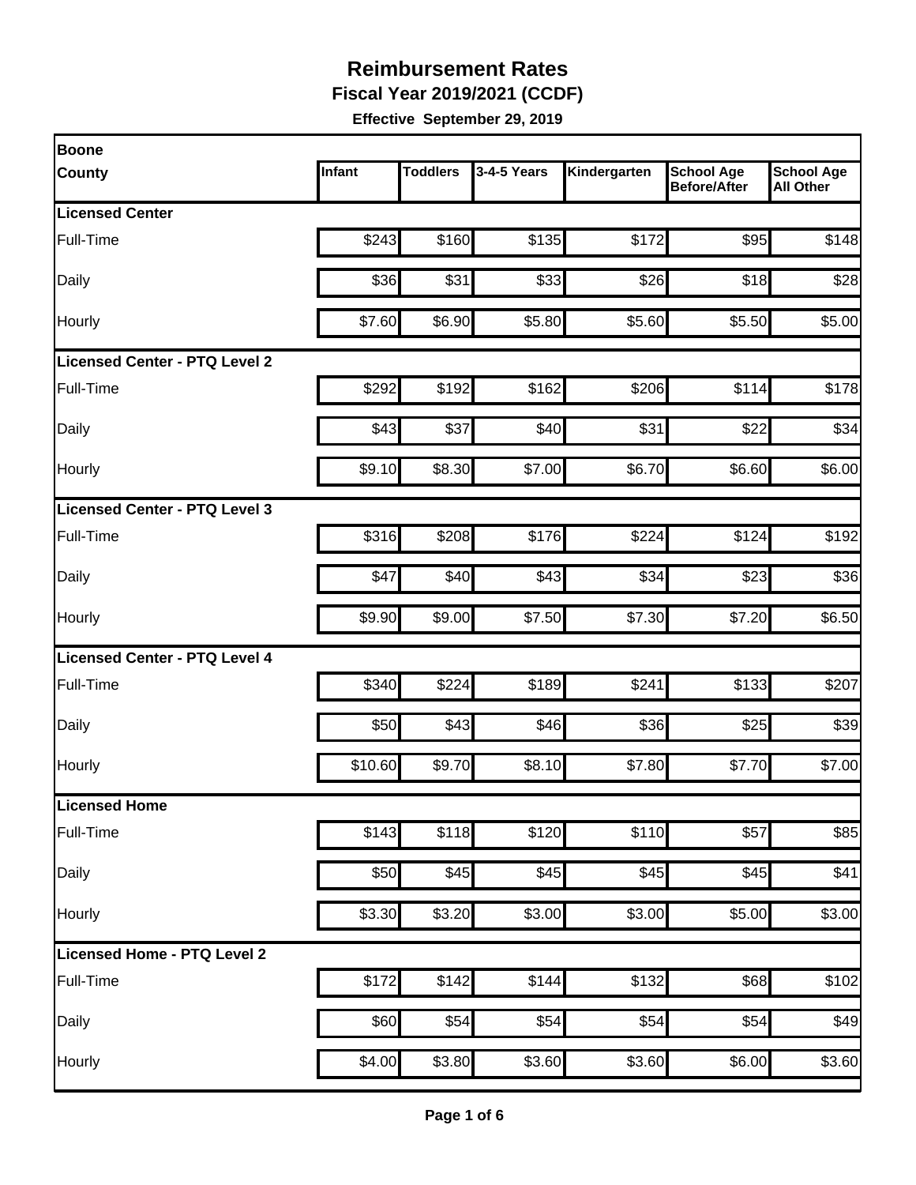# Reimbursement Rates

**Fiscal Year 2019/2021 (CCDF)**

**Effective September 29, 2019**

| Boone County | Infant | Toddlers | 3-4-5 Years | Kindergarten | School Age Before/After | School Age All Other |
|---|---|---|---|---|---|---|
| **Licensed Center** | | | | | | |
| Full-Time | $243 | $160 | $135 | $172 | $95 | $148 |
| Daily | $36 | $31 | $33 | $26 | $18 | $28 |
| Hourly | $7.60 | $6.90 | $5.80 | $5.60 | $5.50 | $5.00 |
| **Licensed Center - PTQ Level 2** | | | | | | |
| Full-Time | $292 | $192 | $162 | $206 | $114 | $178 |
| Daily | $43 | $37 | $40 | $31 | $22 | $34 |
| Hourly | $9.10 | $8.30 | $7.00 | $6.70 | $6.60 | $6.00 |
| **Licensed Center - PTQ Level 3** | | | | | | |
| Full-Time | $316 | $208 | $176 | $224 | $124 | $192 |
| Daily | $47 | $40 | $43 | $34 | $23 | $36 |
| Hourly | $9.90 | $9.00 | $7.50 | $7.30 | $7.20 | $6.50 |
| **Licensed Center - PTQ Level 4** | | | | | | |
| Full-Time | $340 | $224 | $189 | $241 | $133 | $207 |
| Daily | $50 | $43 | $46 | $36 | $25 | $39 |
| Hourly | $10.60 | $9.70 | $8.10 | $7.80 | $7.70 | $7.00 |
| **Licensed Home** | | | | | | |
| Full-Time | $143 | $118 | $120 | $110 | $57 | $85 |
| Daily | $50 | $45 | $45 | $45 | $45 | $41 |
| Hourly | $3.30 | $3.20 | $3.00 | $3.00 | $5.00 | $3.00 |
| **Licensed Home - PTQ Level 2** | | | | | | |
| Full-Time | $172 | $142 | $144 | $132 | $68 | $102 |
| Daily | $60 | $54 | $54 | $54 | $54 | $49 |
| Hourly | $4.00 | $3.80 | $3.60 | $3.60 | $6.00 | $3.60 |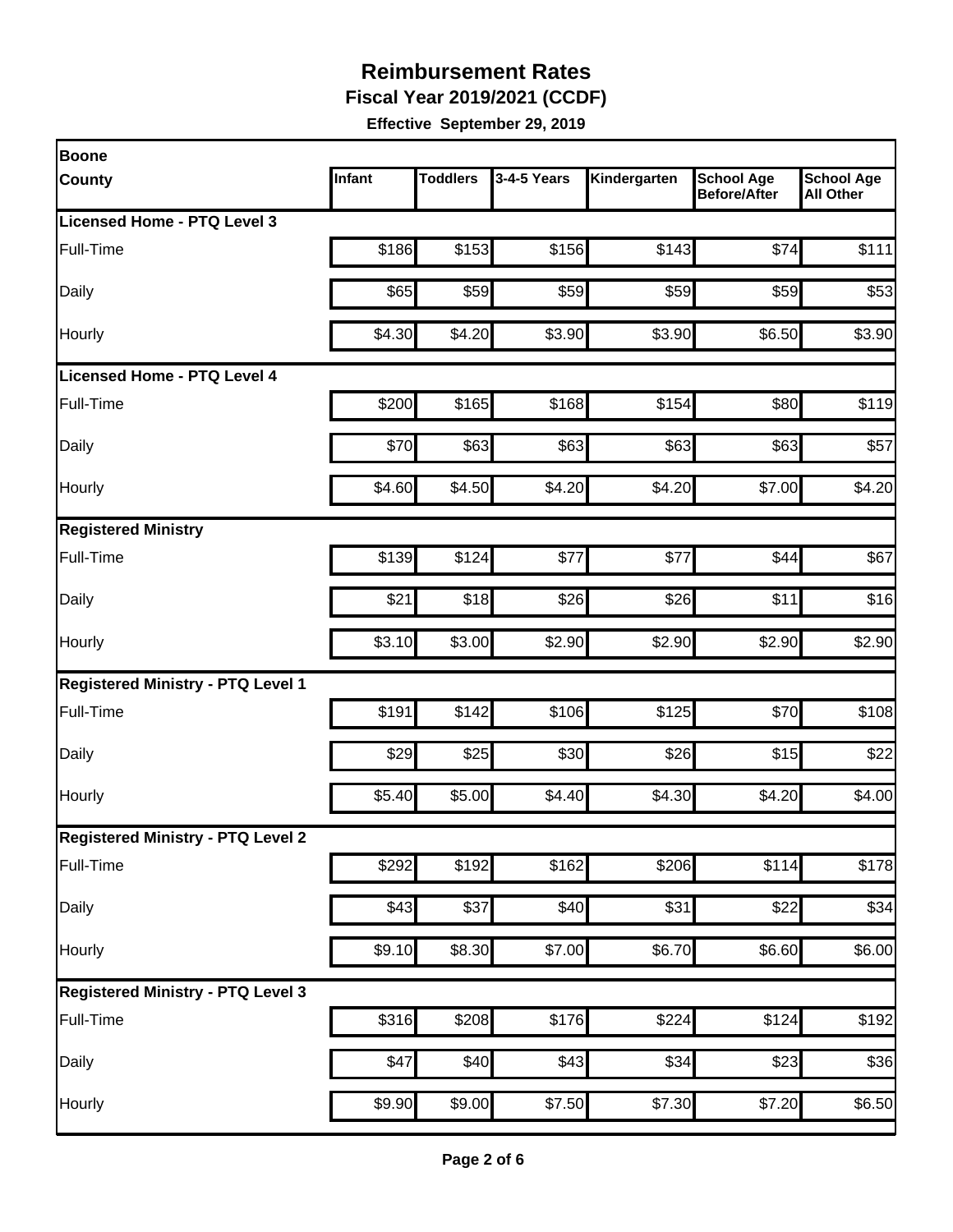# Reimbursement Rates

**Fiscal Year 2019/2021 (CCDF)**

**Effective September 29, 2019**

| Boone County | Infant | Toddlers | 3-4-5 Years | Kindergarten | School Age Before/After | School Age All Other |
|---|---|---|---|---|---|---|
| **Licensed Home - PTQ Level 3** | | | | | | |
| Full-Time | $186 | $153 | $156 | $143 | $74 | $111 |
| Daily | $65 | $59 | $59 | $59 | $59 | $53 |
| Hourly | $4.30 | $4.20 | $3.90 | $3.90 | $6.50 | $3.90 |
| **Licensed Home - PTQ Level 4** | | | | | | |
| Full-Time | $200 | $165 | $168 | $154 | $80 | $119 |
| Daily | $70 | $63 | $63 | $63 | $63 | $57 |
| Hourly | $4.60 | $4.50 | $4.20 | $4.20 | $7.00 | $4.20 |
| **Registered Ministry** | | | | | | |
| Full-Time | $139 | $124 | $77 | $77 | $44 | $67 |
| Daily | $21 | $18 | $26 | $26 | $11 | $16 |
| Hourly | $3.10 | $3.00 | $2.90 | $2.90 | $2.90 | $2.90 |
| **Registered Ministry - PTQ Level 1** | | | | | | |
| Full-Time | $191 | $142 | $106 | $125 | $70 | $108 |
| Daily | $29 | $25 | $30 | $26 | $15 | $22 |
| Hourly | $5.40 | $5.00 | $4.40 | $4.30 | $4.20 | $4.00 |
| **Registered Ministry - PTQ Level 2** | | | | | | |
| Full-Time | $292 | $192 | $162 | $206 | $114 | $178 |
| Daily | $43 | $37 | $40 | $31 | $22 | $34 |
| Hourly | $9.10 | $8.30 | $7.00 | $6.70 | $6.60 | $6.00 |
| **Registered Ministry - PTQ Level 3** | | | | | | |
| Full-Time | $316 | $208 | $176 | $224 | $124 | $192 |
| Daily | $47 | $40 | $43 | $34 | $23 | $36 |
| Hourly | $9.90 | $9.00 | $7.50 | $7.30 | $7.20 | $6.50 |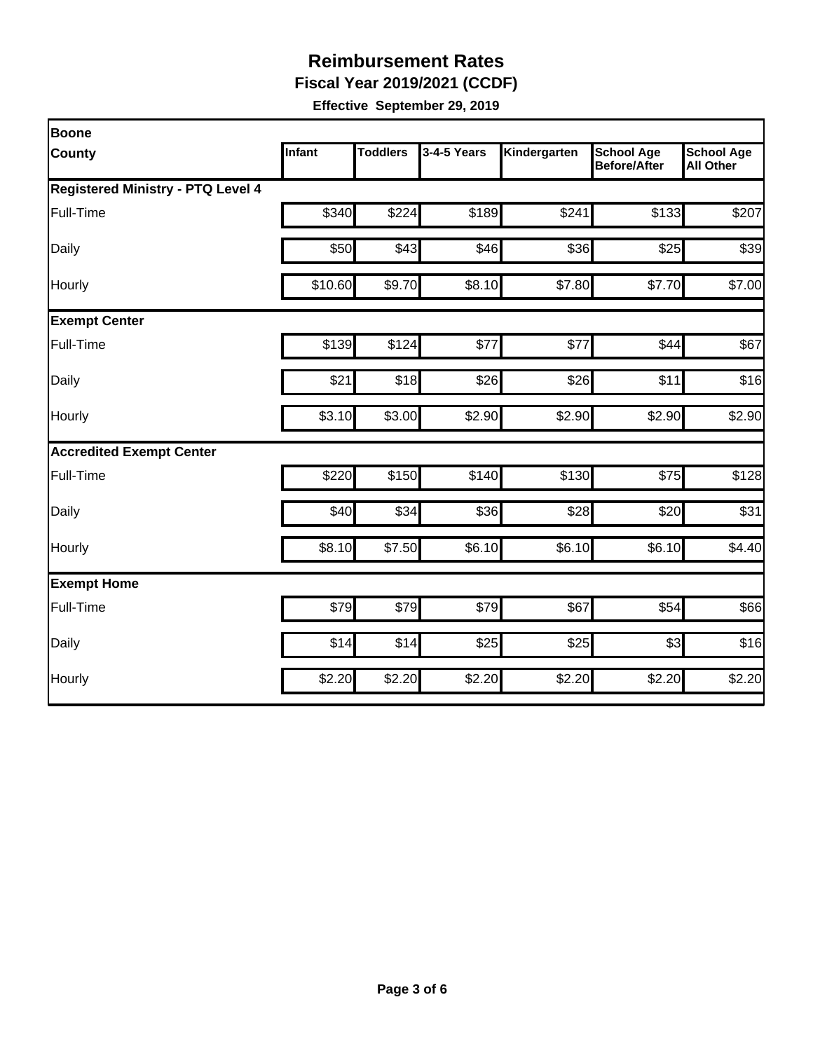# Reimbursement Rates

**Fiscal Year 2019/2021 (CCDF)**

**Effective September 29, 2019**

| Boone County | Infant | Toddlers | 3-4-5 Years | Kindergarten | School Age Before/After | School Age All Other |
|---|---|---|---|---|---|---|
| **Registered Ministry - PTQ Level 4** | | | | | | |
| Full-Time | $340 | $224 | $189 | $241 | $133 | $207 |
| Daily | $50 | $43 | $46 | $36 | $25 | $39 |
| Hourly | $10.60 | $9.70 | $8.10 | $7.80 | $7.70 | $7.00 |
| **Exempt Center** | | | | | | |
| Full-Time | $139 | $124 | $77 | $77 | $44 | $67 |
| Daily | $21 | $18 | $26 | $26 | $11 | $16 |
| Hourly | $3.10 | $3.00 | $2.90 | $2.90 | $2.90 | $2.90 |
| **Accredited Exempt Center** | | | | | | |
| Full-Time | $220 | $150 | $140 | $130 | $75 | $128 |
| Daily | $40 | $34 | $36 | $28 | $20 | $31 |
| Hourly | $8.10 | $7.50 | $6.10 | $6.10 | $6.10 | $4.40 |
| **Exempt Home** | | | | | | |
| Full-Time | $79 | $79 | $79 | $67 | $54 | $66 |
| Daily | $14 | $14 | $25 | $25 | $3 | $16 |
| Hourly | $2.20 | $2.20 | $2.20 | $2.20 | $2.20 | $2.20 |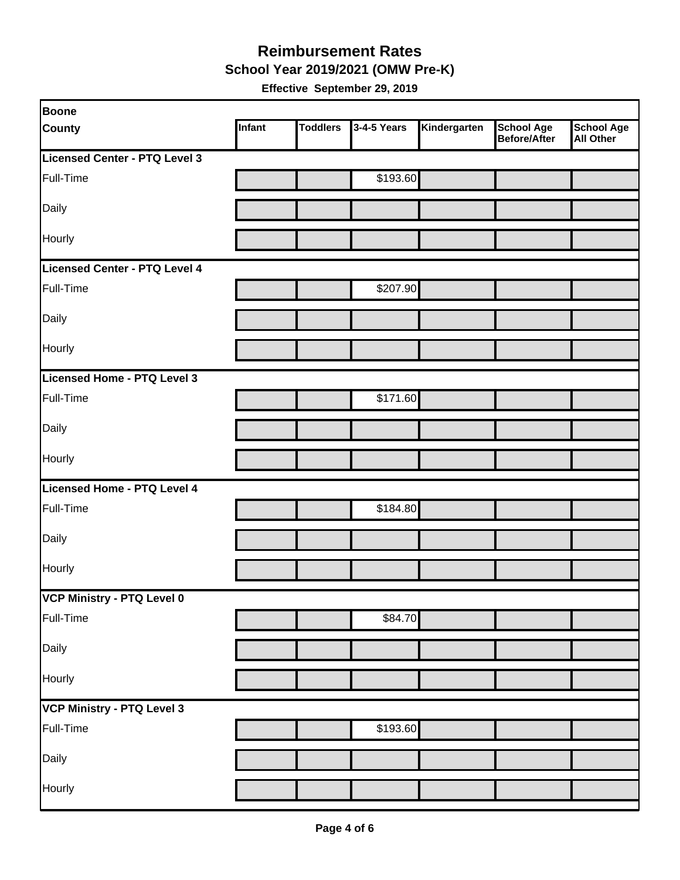# Reimbursement Rates

## School Year 2019/2021 (OMW Pre-K)

**Effective September 29, 2019**

| Boone County | Infant | Toddlers | 3-4-5 Years | Kindergarten | School Age Before/After | School Age All Other |
|---|---|---|---|---|---|---|
| **Licensed Center - PTQ Level 3** | | | | | | |
| Full-Time | | | $193.60 | | | |
| Daily | | | | | | |
| Hourly | | | | | | |
| **Licensed Center - PTQ Level 4** | | | | | | |
| Full-Time | | | $207.90 | | | |
| Daily | | | | | | |
| Hourly | | | | | | |
| **Licensed Home - PTQ Level 3** | | | | | | |
| Full-Time | | | $171.60 | | | |
| Daily | | | | | | |
| Hourly | | | | | | |
| **Licensed Home - PTQ Level 4** | | | | | | |
| Full-Time | | | $184.80 | | | |
| Daily | | | | | | |
| Hourly | | | | | | |
| **VCP Ministry - PTQ Level 0** | | | | | | |
| Full-Time | | | $84.70 | | | |
| Daily | | | | | | |
| Hourly | | | | | | |
| **VCP Ministry - PTQ Level 3** | | | | | | |
| Full-Time | | | $193.60 | | | |
| Daily | | | | | | |
| Hourly | | | | | | |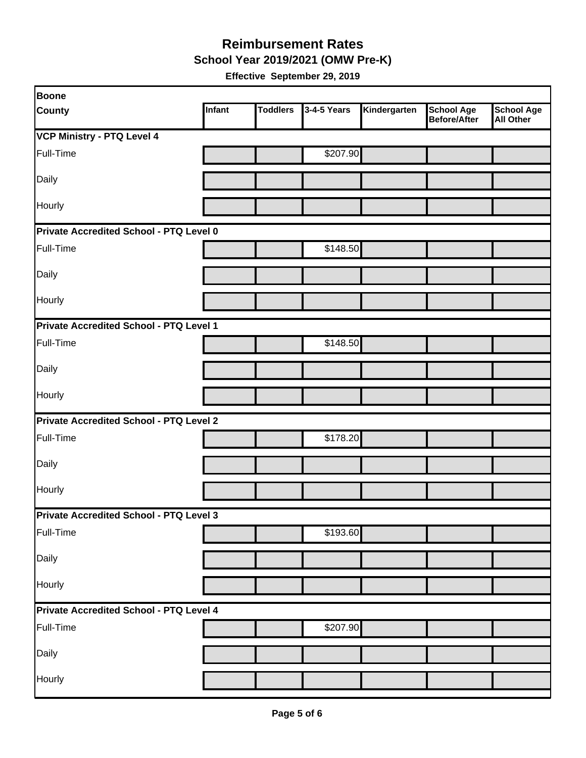# Reimbursement Rates

## School Year 2019/2021 (OMW Pre-K)

**Effective September 29, 2019**

| Boone County | Infant | Toddlers | 3-4-5 Years | Kindergarten | School Age Before/After | School Age All Other |
|---|---|---|---|---|---|---|
| **VCP Ministry - PTQ Level 4** | | | | | | |
| Full-Time | | | $207.90 | | | |
| Daily | | | | | | |
| Hourly | | | | | | |
| **Private Accredited School - PTQ Level 0** | | | | | | |
| Full-Time | | | $148.50 | | | |
| Daily | | | | | | |
| Hourly | | | | | | |
| **Private Accredited School - PTQ Level 1** | | | | | | |
| Full-Time | | | $148.50 | | | |
| Daily | | | | | | |
| Hourly | | | | | | |
| **Private Accredited School - PTQ Level 2** | | | | | | |
| Full-Time | | | $178.20 | | | |
| Daily | | | | | | |
| Hourly | | | | | | |
| **Private Accredited School - PTQ Level 3** | | | | | | |
| Full-Time | | | $193.60 | | | |
| Daily | | | | | | |
| Hourly | | | | | | |
| **Private Accredited School - PTQ Level 4** | | | | | | |
| Full-Time | | | $207.90 | | | |
| Daily | | | | | | |
| Hourly | | | | | | |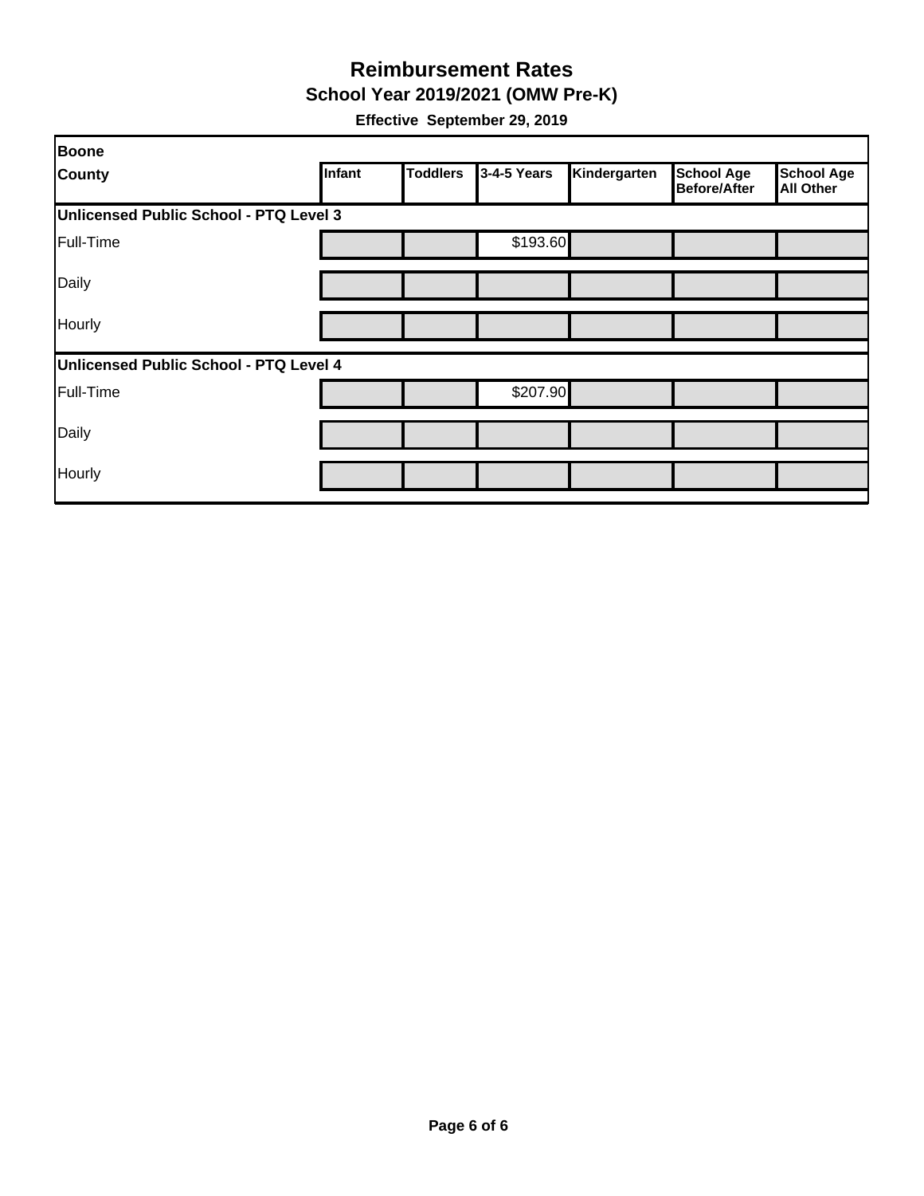# Reimbursement Rates

## School Year 2019/2021 (OMW Pre-K)

**Effective September 29, 2019**

| Boone County | Infant | Toddlers | 3-4-5 Years | Kindergarten | School Age Before/After | School Age All Other |
|---|---|---|---|---|---|---|
| **Unlicensed Public School - PTQ Level 3** | | | | | | |
| Full-Time | | | $193.60 | | | |
| Daily | | | | | | |
| Hourly | | | | | | |
| **Unlicensed Public School - PTQ Level 4** | | | | | | |
| Full-Time | | | $207.90 | | | |
| Daily | | | | | | |
| Hourly | | | | | | |